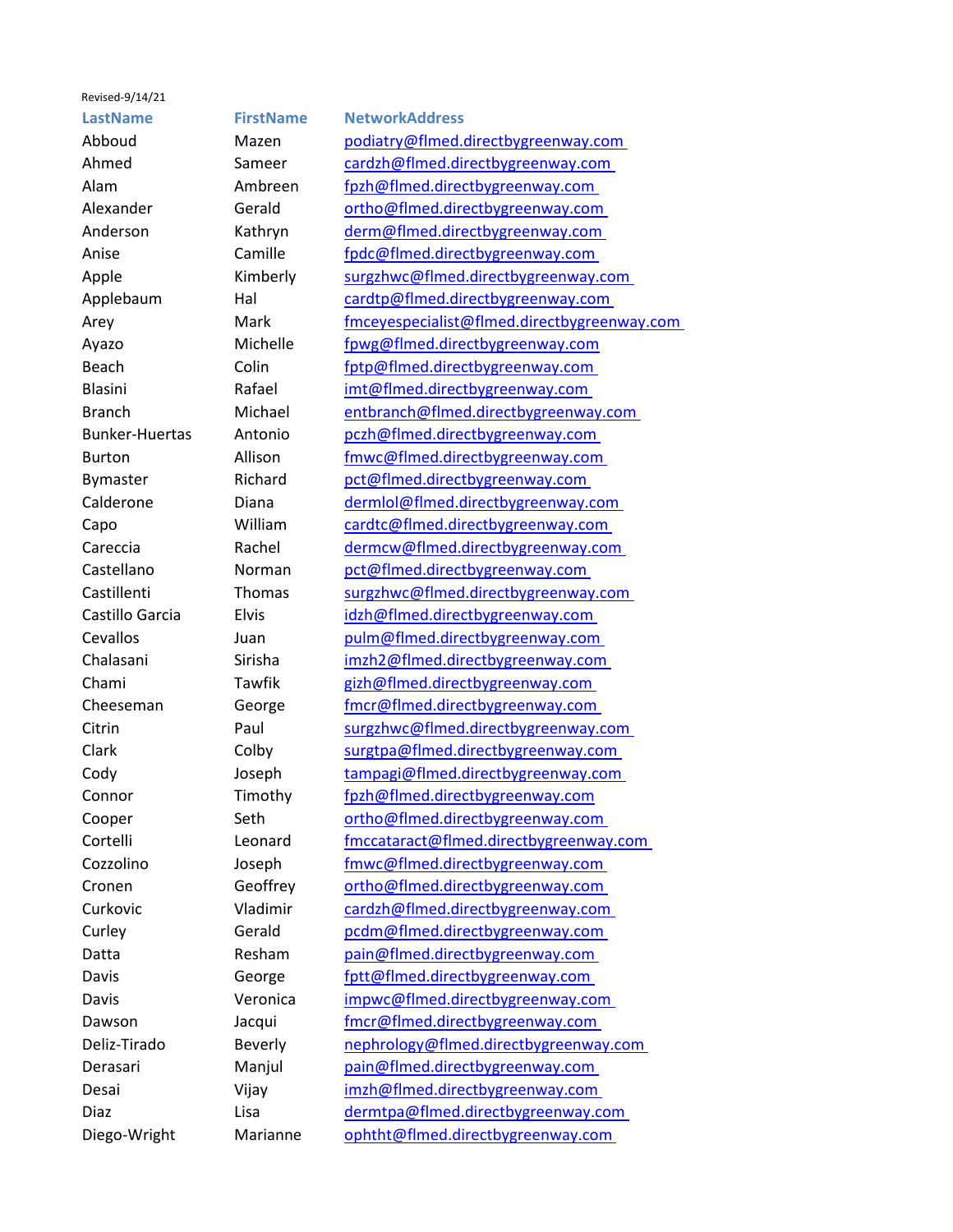Revised-9/14/21

| LastName | FirstName | NetworkAddress |
| --- | --- | --- |
| Abboud | Mazen | podiatry@flmed.directbygreenway.com |
| Ahmed | Sameer | cardzh@flmed.directbygreenway.com |
| Alam | Ambreen | fpzh@flmed.directbygreenway.com |
| Alexander | Gerald | ortho@flmed.directbygreenway.com |
| Anderson | Kathryn | derm@flmed.directbygreenway.com |
| Anise | Camille | fpdc@flmed.directbygreenway.com |
| Apple | Kimberly | surgzhwc@flmed.directbygreenway.com |
| Applebaum | Hal | cardtp@flmed.directbygreenway.com |
| Arey | Mark | fmceyespecialist@flmed.directbygreenway.com |
| Ayazo | Michelle | fpwg@flmed.directbygreenway.com |
| Beach | Colin | fptp@flmed.directbygreenway.com |
| Blasini | Rafael | imt@flmed.directbygreenway.com |
| Branch | Michael | entbranch@flmed.directbygreenway.com |
| Bunker-Huertas | Antonio | pczh@flmed.directbygreenway.com |
| Burton | Allison | fmwc@flmed.directbygreenway.com |
| Bymaster | Richard | pct@flmed.directbygreenway.com |
| Calderone | Diana | dermlol@flmed.directbygreenway.com |
| Capo | William | cardtc@flmed.directbygreenway.com |
| Careccia | Rachel | dermcw@flmed.directbygreenway.com |
| Castellano | Norman | pct@flmed.directbygreenway.com |
| Castillenti | Thomas | surgzhwc@flmed.directbygreenway.com |
| Castillo Garcia | Elvis | idzh@flmed.directbygreenway.com |
| Cevallos | Juan | pulm@flmed.directbygreenway.com |
| Chalasani | Sirisha | imzh2@flmed.directbygreenway.com |
| Chami | Tawfik | gizh@flmed.directbygreenway.com |
| Cheeseman | George | fmcr@flmed.directbygreenway.com |
| Citrin | Paul | surgzhwc@flmed.directbygreenway.com |
| Clark | Colby | surgtpa@flmed.directbygreenway.com |
| Cody | Joseph | tampagi@flmed.directbygreenway.com |
| Connor | Timothy | fpzh@flmed.directbygreenway.com |
| Cooper | Seth | ortho@flmed.directbygreenway.com |
| Cortelli | Leonard | fmccataract@flmed.directbygreenway.com |
| Cozzolino | Joseph | fmwc@flmed.directbygreenway.com |
| Cronen | Geoffrey | ortho@flmed.directbygreenway.com |
| Curkovic | Vladimir | cardzh@flmed.directbygreenway.com |
| Curley | Gerald | pcdm@flmed.directbygreenway.com |
| Datta | Resham | pain@flmed.directbygreenway.com |
| Davis | George | fptt@flmed.directbygreenway.com |
| Davis | Veronica | impwc@flmed.directbygreenway.com |
| Dawson | Jacqui | fmcr@flmed.directbygreenway.com |
| Deliz-Tirado | Beverly | nephrology@flmed.directbygreenway.com |
| Derasari | Manjul | pain@flmed.directbygreenway.com |
| Desai | Vijay | imzh@flmed.directbygreenway.com |
| Diaz | Lisa | dermtpa@flmed.directbygreenway.com |
| Diego-Wright | Marianne | ophtht@flmed.directbygreenway.com |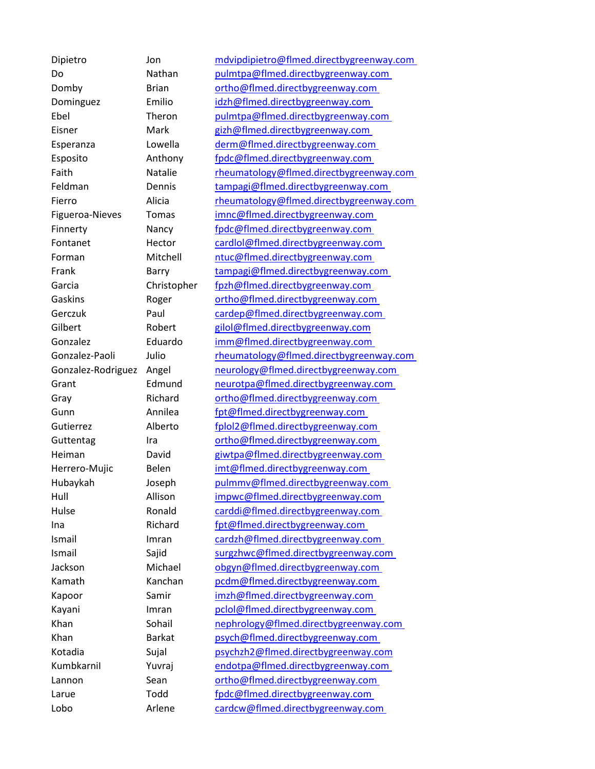| | | |
|---|---|---|
| Dipietro | Jon | mdvipdipietro@flmed.directbygreenway.com |
| Do | Nathan | pulmtpa@flmed.directbygreenway.com |
| Domby | Brian | ortho@flmed.directbygreenway.com |
| Dominguez | Emilio | idzh@flmed.directbygreenway.com |
| Ebel | Theron | pulmtpa@flmed.directbygreenway.com |
| Eisner | Mark | gizh@flmed.directbygreenway.com |
| Esperanza | Lowella | derm@flmed.directbygreenway.com |
| Esposito | Anthony | fpdc@flmed.directbygreenway.com |
| Faith | Natalie | rheumatology@flmed.directbygreenway.com |
| Feldman | Dennis | tampagi@flmed.directbygreenway.com |
| Fierro | Alicia | rheumatology@flmed.directbygreenway.com |
| Figueroa-Nieves | Tomas | imnc@flmed.directbygreenway.com |
| Finnerty | Nancy | fpdc@flmed.directbygreenway.com |
| Fontanet | Hector | cardlol@flmed.directbygreenway.com |
| Forman | Mitchell | ntuc@flmed.directbygreenway.com |
| Frank | Barry | tampagi@flmed.directbygreenway.com |
| Garcia | Christopher | fpzh@flmed.directbygreenway.com |
| Gaskins | Roger | ortho@flmed.directbygreenway.com |
| Gerczuk | Paul | cardep@flmed.directbygreenway.com |
| Gilbert | Robert | gilol@flmed.directbygreenway.com |
| Gonzalez | Eduardo | imm@flmed.directbygreenway.com |
| Gonzalez-Paoli | Julio | rheumatology@flmed.directbygreenway.com |
| Gonzalez-Rodriguez | Angel | neurology@flmed.directbygreenway.com |
| Grant | Edmund | neurotpa@flmed.directbygreenway.com |
| Gray | Richard | ortho@flmed.directbygreenway.com |
| Gunn | Annilea | fpt@flmed.directbygreenway.com |
| Gutierrez | Alberto | fplol2@flmed.directbygreenway.com |
| Guttentag | Ira | ortho@flmed.directbygreenway.com |
| Heiman | David | giwtpa@flmed.directbygreenway.com |
| Herrero-Mujic | Belen | imt@flmed.directbygreenway.com |
| Hubaykah | Joseph | pulmmv@flmed.directbygreenway.com |
| Hull | Allison | impwc@flmed.directbygreenway.com |
| Hulse | Ronald | carddi@flmed.directbygreenway.com |
| Ina | Richard | fpt@flmed.directbygreenway.com |
| Ismail | Imran | cardzh@flmed.directbygreenway.com |
| Ismail | Sajid | surgzhwc@flmed.directbygreenway.com |
| Jackson | Michael | obgyn@flmed.directbygreenway.com |
| Kamath | Kanchan | pcdm@flmed.directbygreenway.com |
| Kapoor | Samir | imzh@flmed.directbygreenway.com |
| Kayani | Imran | pclol@flmed.directbygreenway.com |
| Khan | Sohail | nephrology@flmed.directbygreenway.com |
| Khan | Barkat | psych@flmed.directbygreenway.com |
| Kotadia | Sujal | psychzh2@flmed.directbygreenway.com |
| Kumbkarnil | Yuvraj | endotpa@flmed.directbygreenway.com |
| Lannon | Sean | ortho@flmed.directbygreenway.com |
| Larue | Todd | fpdc@flmed.directbygreenway.com |
| Lobo | Arlene | cardcw@flmed.directbygreenway.com |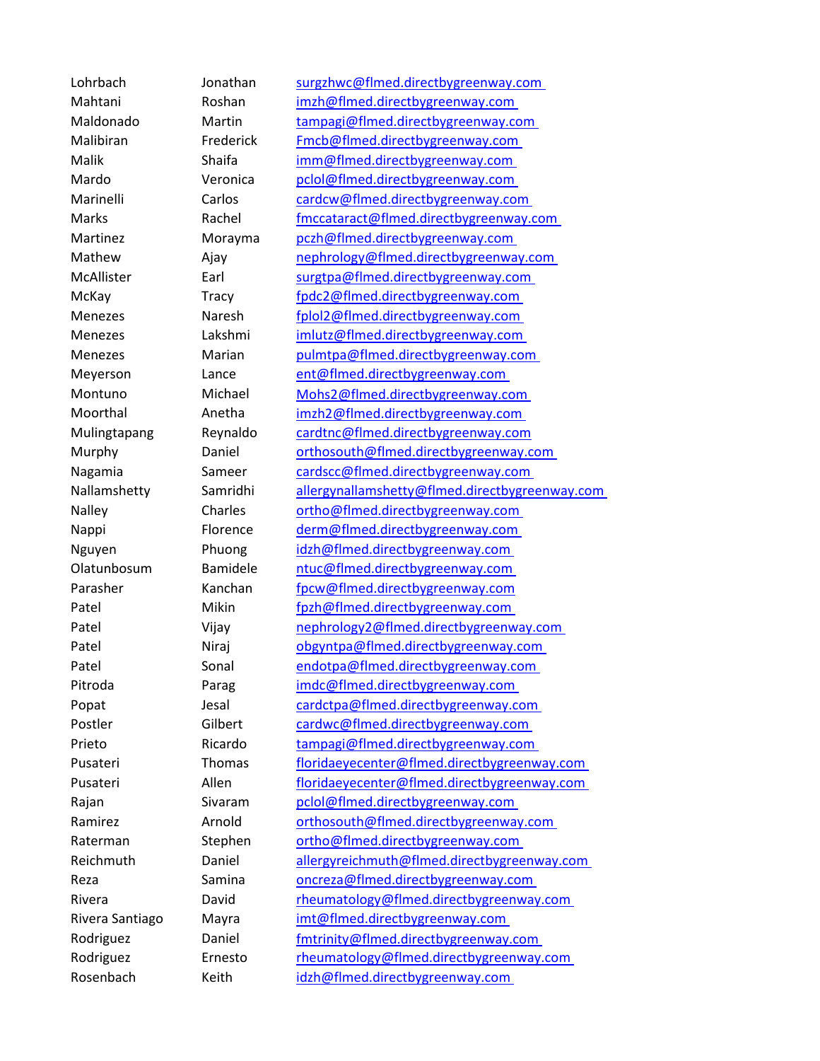| | | |
|---|---|---|
| Lohrbach | Jonathan | surgzhwc@flmed.directbygreenway.com |
| Mahtani | Roshan | imzh@flmed.directbygreenway.com |
| Maldonado | Martin | tampagi@flmed.directbygreenway.com |
| Malibiran | Frederick | Fmcb@flmed.directbygreenway.com |
| Malik | Shaifa | imm@flmed.directbygreenway.com |
| Mardo | Veronica | pclol@flmed.directbygreenway.com |
| Marinelli | Carlos | cardcw@flmed.directbygreenway.com |
| Marks | Rachel | fmccataract@flmed.directbygreenway.com |
| Martinez | Morayma | pczh@flmed.directbygreenway.com |
| Mathew | Ajay | nephrology@flmed.directbygreenway.com |
| McAllister | Earl | surgtpa@flmed.directbygreenway.com |
| McKay | Tracy | fpdc2@flmed.directbygreenway.com |
| Menezes | Naresh | fplol2@flmed.directbygreenway.com |
| Menezes | Lakshmi | imlutz@flmed.directbygreenway.com |
| Menezes | Marian | pulmtpa@flmed.directbygreenway.com |
| Meyerson | Lance | ent@flmed.directbygreenway.com |
| Montuno | Michael | Mohs2@flmed.directbygreenway.com |
| Moorthal | Anetha | imzh2@flmed.directbygreenway.com |
| Mulingtapang | Reynaldo | cardtnc@flmed.directbygreenway.com |
| Murphy | Daniel | orthosouth@flmed.directbygreenway.com |
| Nagamia | Sameer | cardscc@flmed.directbygreenway.com |
| Nallamshetty | Samridhi | allergynallamshetty@flmed.directbygreenway.com |
| Nalley | Charles | ortho@flmed.directbygreenway.com |
| Nappi | Florence | derm@flmed.directbygreenway.com |
| Nguyen | Phuong | idzh@flmed.directbygreenway.com |
| Olatunbosum | Bamidele | ntuc@flmed.directbygreenway.com |
| Parasher | Kanchan | fpcw@flmed.directbygreenway.com |
| Patel | Mikin | fpzh@flmed.directbygreenway.com |
| Patel | Vijay | nephrology2@flmed.directbygreenway.com |
| Patel | Niraj | obgyntpa@flmed.directbygreenway.com |
| Patel | Sonal | endotpa@flmed.directbygreenway.com |
| Pitroda | Parag | imdc@flmed.directbygreenway.com |
| Popat | Jesal | cardctpa@flmed.directbygreenway.com |
| Postler | Gilbert | cardwc@flmed.directbygreenway.com |
| Prieto | Ricardo | tampagi@flmed.directbygreenway.com |
| Pusateri | Thomas | floridaeyecenter@flmed.directbygreenway.com |
| Pusateri | Allen | floridaeyecenter@flmed.directbygreenway.com |
| Rajan | Sivaram | pclol@flmed.directbygreenway.com |
| Ramirez | Arnold | orthosouth@flmed.directbygreenway.com |
| Raterman | Stephen | ortho@flmed.directbygreenway.com |
| Reichmuth | Daniel | allergyreichmuth@flmed.directbygreenway.com |
| Reza | Samina | oncreza@flmed.directbygreenway.com |
| Rivera | David | rheumatology@flmed.directbygreenway.com |
| Rivera Santiago | Mayra | imt@flmed.directbygreenway.com |
| Rodriguez | Daniel | fmtrinity@flmed.directbygreenway.com |
| Rodriguez | Ernesto | rheumatology@flmed.directbygreenway.com |
| Rosenbach | Keith | idzh@flmed.directbygreenway.com |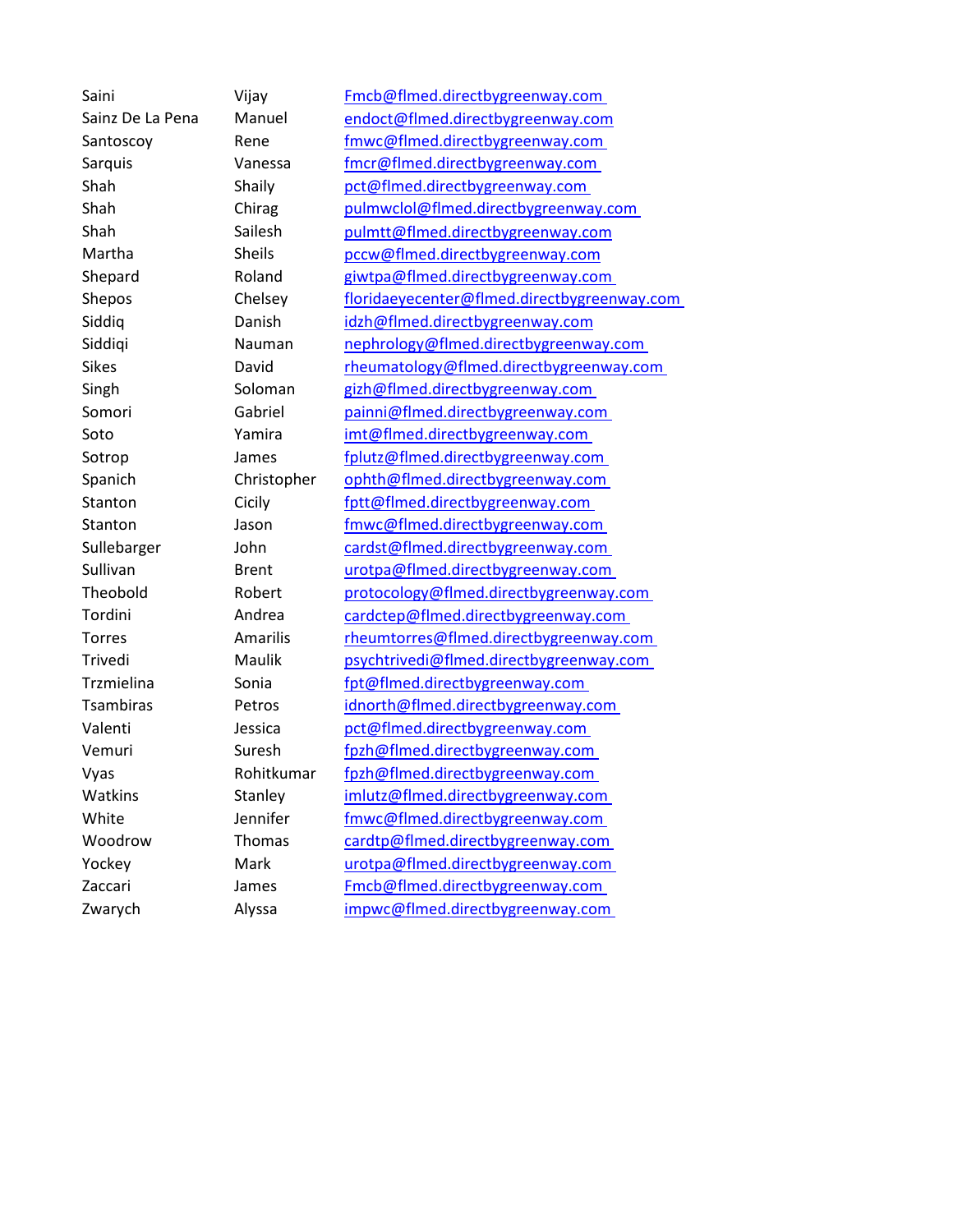| | | |
|---|---|---|
| Saini | Vijay | Fmcb@flmed.directbygreenway.com |
| Sainz De La Pena | Manuel | endoct@flmed.directbygreenway.com |
| Santoscoy | Rene | fmwc@flmed.directbygreenway.com |
| Sarquis | Vanessa | fmcr@flmed.directbygreenway.com |
| Shah | Shaily | pct@flmed.directbygreenway.com |
| Shah | Chirag | pulmwclol@flmed.directbygreenway.com |
| Shah | Sailesh | pulmtt@flmed.directbygreenway.com |
| Martha | Sheils | pccw@flmed.directbygreenway.com |
| Shepard | Roland | giwtpa@flmed.directbygreenway.com |
| Shepos | Chelsey | floridaeyecenter@flmed.directbygreenway.com |
| Siddiq | Danish | idzh@flmed.directbygreenway.com |
| Siddiqi | Nauman | nephrology@flmed.directbygreenway.com |
| Sikes | David | rheumatology@flmed.directbygreenway.com |
| Singh | Soloman | gizh@flmed.directbygreenway.com |
| Somori | Gabriel | painni@flmed.directbygreenway.com |
| Soto | Yamira | imt@flmed.directbygreenway.com |
| Sotrop | James | fplutz@flmed.directbygreenway.com |
| Spanich | Christopher | ophth@flmed.directbygreenway.com |
| Stanton | Cicily | fptt@flmed.directbygreenway.com |
| Stanton | Jason | fmwc@flmed.directbygreenway.com |
| Sullebarger | John | cardst@flmed.directbygreenway.com |
| Sullivan | Brent | urotpa@flmed.directbygreenway.com |
| Theobold | Robert | protocology@flmed.directbygreenway.com |
| Tordini | Andrea | cardctep@flmed.directbygreenway.com |
| Torres | Amarilis | rheumtorres@flmed.directbygreenway.com |
| Trivedi | Maulik | psychtrivedi@flmed.directbygreenway.com |
| Trzmielina | Sonia | fpt@flmed.directbygreenway.com |
| Tsambiras | Petros | idnorth@flmed.directbygreenway.com |
| Valenti | Jessica | pct@flmed.directbygreenway.com |
| Vemuri | Suresh | fpzh@flmed.directbygreenway.com |
| Vyas | Rohitkumar | fpzh@flmed.directbygreenway.com |
| Watkins | Stanley | imlutz@flmed.directbygreenway.com |
| White | Jennifer | fmwc@flmed.directbygreenway.com |
| Woodrow | Thomas | cardtp@flmed.directbygreenway.com |
| Yockey | Mark | urotpa@flmed.directbygreenway.com |
| Zaccari | James | Fmcb@flmed.directbygreenway.com |
| Zwarych | Alyssa | impwc@flmed.directbygreenway.com |